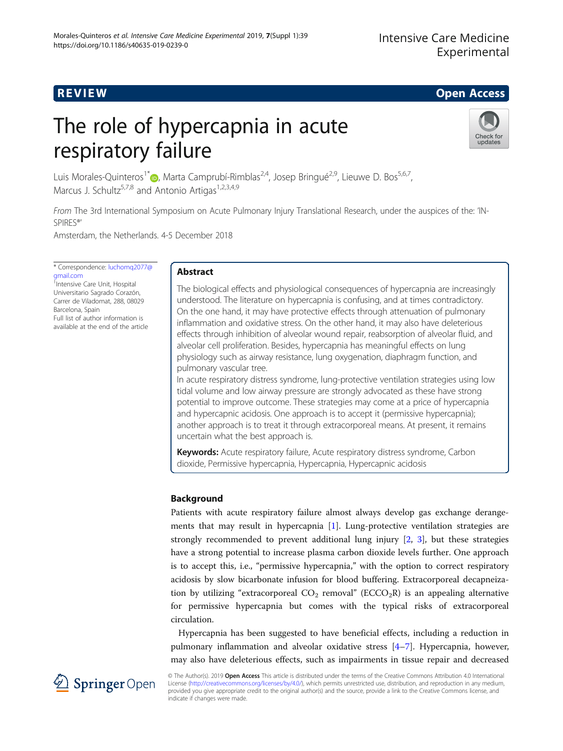REVIEW Open Access

# The role of hypercapnia in acute respiratory failure

Luis Morales-Quinteros[1*], Marta Camprubí-Rimblas[2,4], Josep Bringué[2,9], Lieuwe D. Bos[5,6,7], Marcus J. Schultz[5,7,8] and Antonio Artigas[1,2,3,4,9]

*From* The 3rd International Symposium on Acute Pulmonary Injury Translational Research, under the auspices of the: 'IN-SPIRES®'
Amsterdam, the Netherlands. 4-5 December 2018

\* Correspondence: luchomq2077@gmail.com
[1]Intensive Care Unit, Hospital Universitario Sagrado Corazón, Carrer de Viladomat, 288, 08029 Barcelona, Spain
Full list of author information is available at the end of the article

## Abstract

The biological effects and physiological consequences of hypercapnia are increasingly understood. The literature on hypercapnia is confusing, and at times contradictory. On the one hand, it may have protective effects through attenuation of pulmonary inflammation and oxidative stress. On the other hand, it may also have deleterious effects through inhibition of alveolar wound repair, reabsorption of alveolar fluid, and alveolar cell proliferation. Besides, hypercapnia has meaningful effects on lung physiology such as airway resistance, lung oxygenation, diaphragm function, and pulmonary vascular tree.

In acute respiratory distress syndrome, lung-protective ventilation strategies using low tidal volume and low airway pressure are strongly advocated as these have strong potential to improve outcome. These strategies may come at a price of hypercapnia and hypercapnic acidosis. One approach is to accept it (permissive hypercapnia); another approach is to treat it through extracorporeal means. At present, it remains uncertain what the best approach is.

**Keywords:** Acute respiratory failure, Acute respiratory distress syndrome, Carbon dioxide, Permissive hypercapnia, Hypercapnia, Hypercapnic acidosis

## Background

Patients with acute respiratory failure almost always develop gas exchange derangements that may result in hypercapnia [1]. Lung-protective ventilation strategies are strongly recommended to prevent additional lung injury [2, 3], but these strategies have a strong potential to increase plasma carbon dioxide levels further. One approach is to accept this, i.e., "permissive hypercapnia," with the option to correct respiratory acidosis by slow bicarbonate infusion for blood buffering. Extracorporeal decapneization by utilizing "extracorporeal $CO_2$ removal" ($ECCO_2R$) is an appealing alternative for permissive hypercapnia but comes with the typical risks of extracorporeal circulation.

Hypercapnia has been suggested to have beneficial effects, including a reduction in pulmonary inflammation and alveolar oxidative stress [4–7]. Hypercapnia, however, may also have deleterious effects, such as impairments in tissue repair and decreased

© The Author(s). 2019 **Open Access** This article is distributed under the terms of the Creative Commons Attribution 4.0 International License (http://creativecommons.org/licenses/by/4.0/), which permits unrestricted use, distribution, and reproduction in any medium, provided you give appropriate credit to the original author(s) and the source, provide a link to the Creative Commons license, and indicate if changes were made.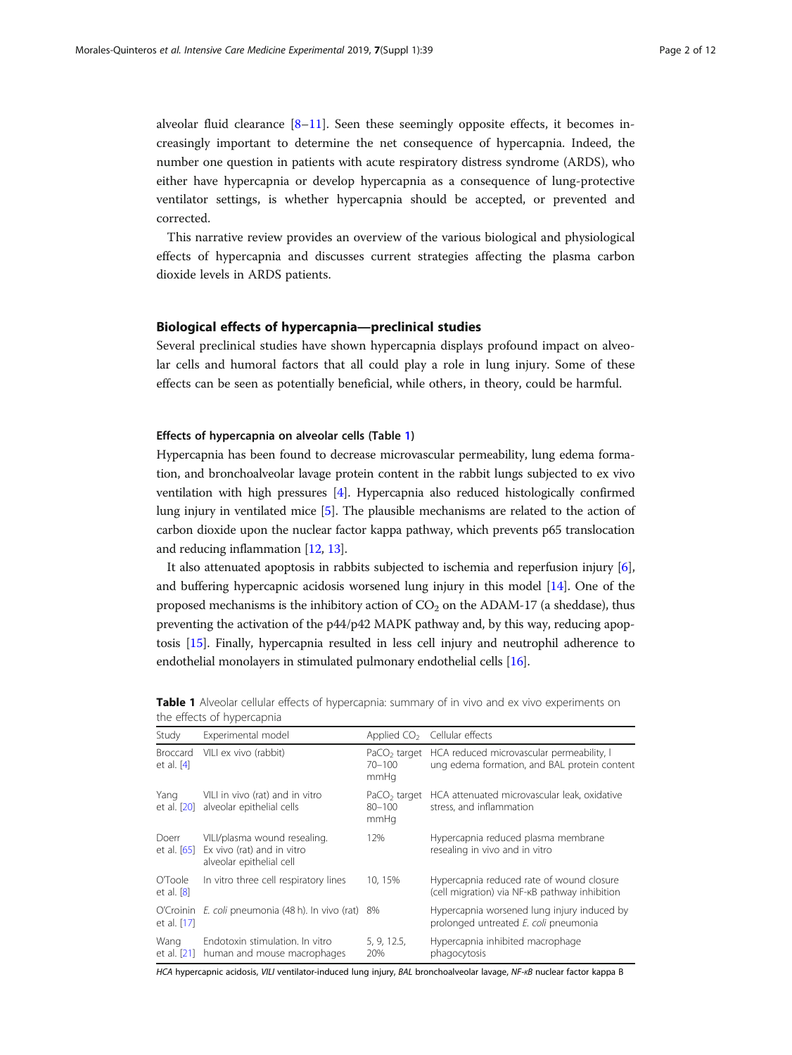alveolar fluid clearance [8–11]. Seen these seemingly opposite effects, it becomes increasingly important to determine the net consequence of hypercapnia. Indeed, the number one question in patients with acute respiratory distress syndrome (ARDS), who either have hypercapnia or develop hypercapnia as a consequence of lung-protective ventilator settings, is whether hypercapnia should be accepted, or prevented and corrected.

This narrative review provides an overview of the various biological and physiological effects of hypercapnia and discusses current strategies affecting the plasma carbon dioxide levels in ARDS patients.

## Biological effects of hypercapnia—preclinical studies

Several preclinical studies have shown hypercapnia displays profound impact on alveolar cells and humoral factors that all could play a role in lung injury. Some of these effects can be seen as potentially beneficial, while others, in theory, could be harmful.

### Effects of hypercapnia on alveolar cells (Table 1)

Hypercapnia has been found to decrease microvascular permeability, lung edema formation, and bronchoalveolar lavage protein content in the rabbit lungs subjected to ex vivo ventilation with high pressures [4]. Hypercapnia also reduced histologically confirmed lung injury in ventilated mice [5]. The plausible mechanisms are related to the action of carbon dioxide upon the nuclear factor kappa pathway, which prevents p65 translocation and reducing inflammation [12, 13].

It also attenuated apoptosis in rabbits subjected to ischemia and reperfusion injury [6], and buffering hypercapnic acidosis worsened lung injury in this model [14]. One of the proposed mechanisms is the inhibitory action of $CO_2$ on the ADAM-17 (a sheddase), thus preventing the activation of the p44/p42 MAPK pathway and, by this way, reducing apoptosis [15]. Finally, hypercapnia resulted in less cell injury and neutrophil adherence to endothelial monolayers in stimulated pulmonary endothelial cells [16].

**Table 1** Alveolar cellular effects of hypercapnia: summary of in vivo and ex vivo experiments on the effects of hypercapnia

| Study | Experimental model | Applied $CO_2$ | Cellular effects |
| --- | --- | --- | --- |
| Broccard et al. [4] | VILI ex vivo (rabbit) | $PaCO_2$ target 70–100 mmHg | HCA reduced microvascular permeability, l ung edema formation, and BAL protein content |
| Yang et al. [20] | VILI in vivo (rat) and in vitro alveolar epithelial cells | $PaCO_2$ target 80–100 mmHg | HCA attenuated microvascular leak, oxidative stress, and inflammation |
| Doerr et al. [65] | VILI/plasma wound resealing. Ex vivo (rat) and in vitro alveolar epithelial cell | 12% | Hypercapnia reduced plasma membrane resealing in vivo and in vitro |
| O'Toole et al. [8] | In vitro three cell respiratory lines | 10, 15% | Hypercapnia reduced rate of wound closure (cell migration) via NF-κB pathway inhibition |
| O'Croinin et al. [17] | *E. coli* pneumonia (48 h). In vivo (rat) | 8% | Hypercapnia worsened lung injury induced by prolonged untreated *E. coli* pneumonia |
| Wang et al. [21] | Endotoxin stimulation. In vitro human and mouse macrophages | 5, 9, 12.5, 20% | Hypercapnia inhibited macrophage phagocytosis |

*HCA* hypercapnic acidosis, *VILI* ventilator-induced lung injury, *BAL* bronchoalveolar lavage, *NF-κB* nuclear factor kappa B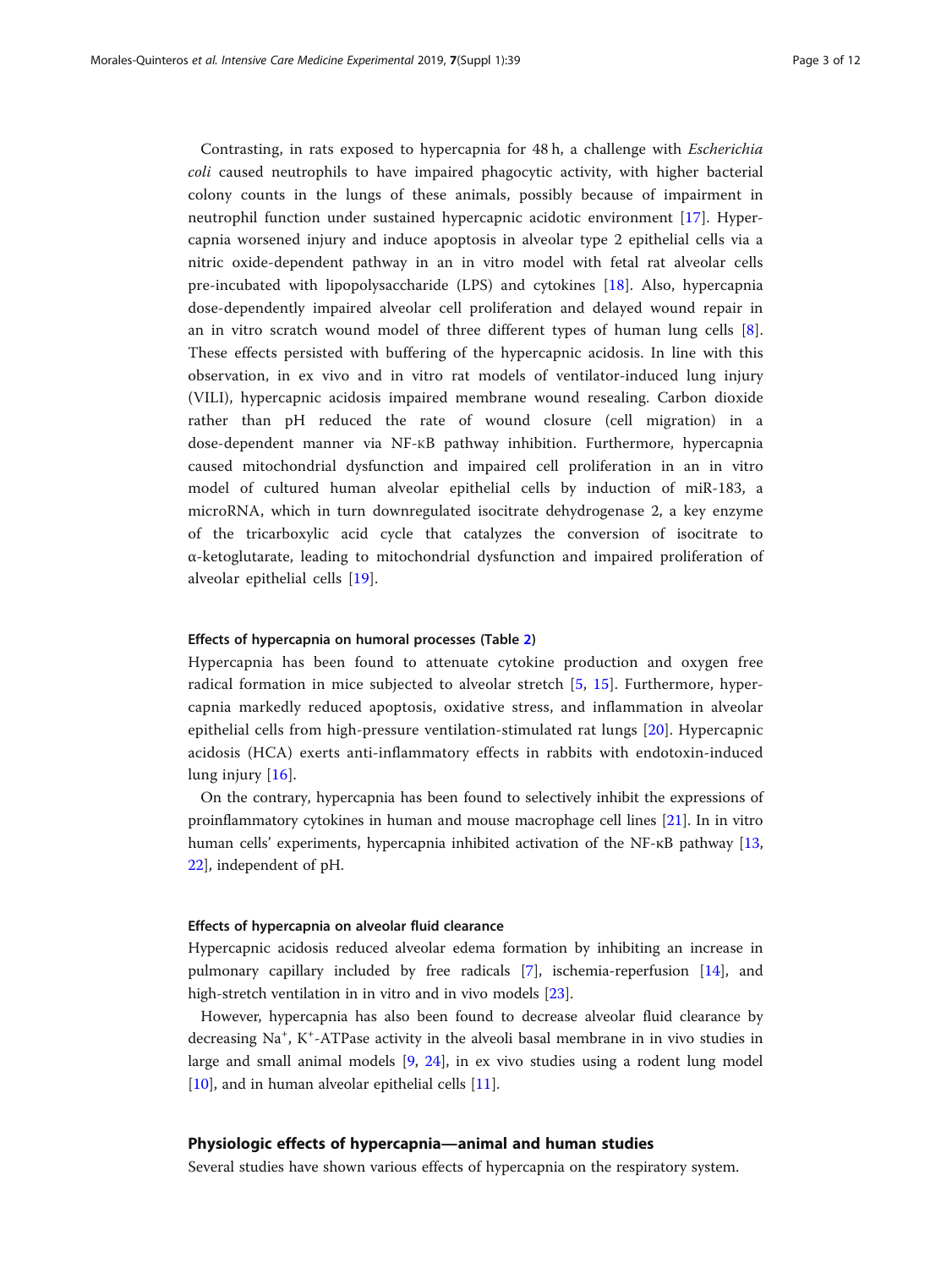Contrasting, in rats exposed to hypercapnia for 48 h, a challenge with *Escherichia coli* caused neutrophils to have impaired phagocytic activity, with higher bacterial colony counts in the lungs of these animals, possibly because of impairment in neutrophil function under sustained hypercapnic acidotic environment [17]. Hypercapnia worsened injury and induce apoptosis in alveolar type 2 epithelial cells via a nitric oxide-dependent pathway in an in vitro model with fetal rat alveolar cells pre-incubated with lipopolysaccharide (LPS) and cytokines [18]. Also, hypercapnia dose-dependently impaired alveolar cell proliferation and delayed wound repair in an in vitro scratch wound model of three different types of human lung cells [8]. These effects persisted with buffering of the hypercapnic acidosis. In line with this observation, in ex vivo and in vitro rat models of ventilator-induced lung injury (VILI), hypercapnic acidosis impaired membrane wound resealing. Carbon dioxide rather than pH reduced the rate of wound closure (cell migration) in a dose-dependent manner via NF-κB pathway inhibition. Furthermore, hypercapnia caused mitochondrial dysfunction and impaired cell proliferation in an in vitro model of cultured human alveolar epithelial cells by induction of miR-183, a microRNA, which in turn downregulated isocitrate dehydrogenase 2, a key enzyme of the tricarboxylic acid cycle that catalyzes the conversion of isocitrate to α-ketoglutarate, leading to mitochondrial dysfunction and impaired proliferation of alveolar epithelial cells [19].

#### Effects of hypercapnia on humoral processes (Table 2)

Hypercapnia has been found to attenuate cytokine production and oxygen free radical formation in mice subjected to alveolar stretch [5, 15]. Furthermore, hypercapnia markedly reduced apoptosis, oxidative stress, and inflammation in alveolar epithelial cells from high-pressure ventilation-stimulated rat lungs [20]. Hypercapnic acidosis (HCA) exerts anti-inflammatory effects in rabbits with endotoxin-induced lung injury [16].

On the contrary, hypercapnia has been found to selectively inhibit the expressions of proinflammatory cytokines in human and mouse macrophage cell lines [21]. In in vitro human cells' experiments, hypercapnia inhibited activation of the NF-κB pathway [13, 22], independent of pH.

#### Effects of hypercapnia on alveolar fluid clearance

Hypercapnic acidosis reduced alveolar edema formation by inhibiting an increase in pulmonary capillary included by free radicals [7], ischemia-reperfusion [14], and high-stretch ventilation in in vitro and in vivo models [23].

However, hypercapnia has also been found to decrease alveolar fluid clearance by decreasing $Na^+$, $K^+$-ATPase activity in the alveoli basal membrane in in vivo studies in large and small animal models [9, 24], in ex vivo studies using a rodent lung model [10], and in human alveolar epithelial cells [11].

### Physiologic effects of hypercapnia—animal and human studies

Several studies have shown various effects of hypercapnia on the respiratory system.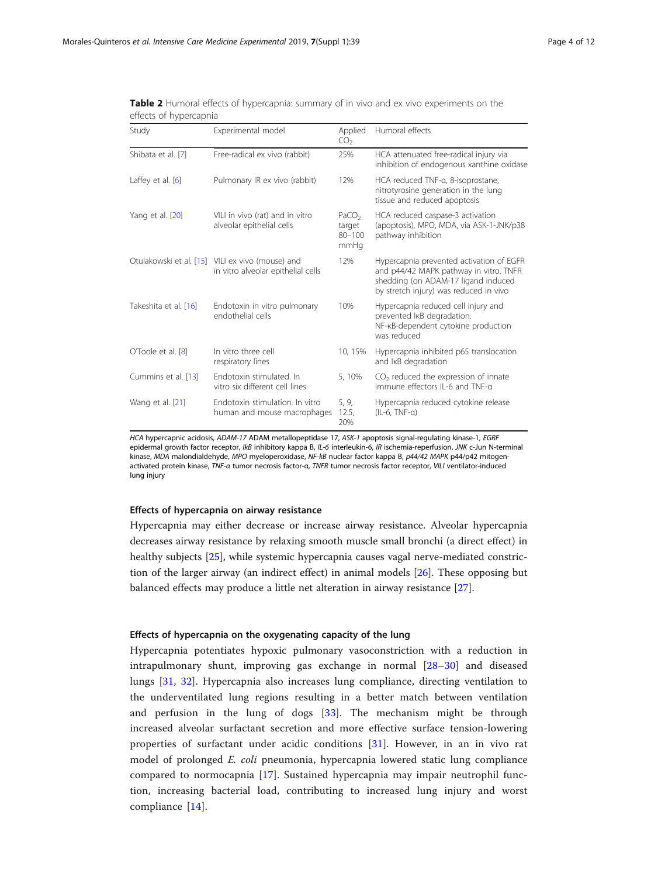**Table 2** Humoral effects of hypercapnia: summary of in vivo and ex vivo experiments on the effects of hypercapnia

| Study | Experimental model | Applied $CO_2$ | Humoral effects |
| --- | --- | --- | --- |
| Shibata et al. [7] | Free-radical ex vivo (rabbit) | 25% | HCA attenuated free-radical injury via inhibition of endogenous xanthine oxidase |
| Laffey et al. [6] | Pulmonary IR ex vivo (rabbit) | 12% | HCA reduced TNF-α, 8-isoprostane, nitrotyrosine generation in the lung tissue and reduced apoptosis |
| Yang et al. [20] | VILI in vivo (rat) and in vitro alveolar epithelial cells | $PaCO_2$ target 80–100 mmHg | HCA reduced caspase-3 activation (apoptosis), MPO, MDA, via ASK-1-JNK/p38 pathway inhibition |
| Otulakowski et al. [15] | VILI ex vivo (mouse) and in vitro alveolar epithelial cells | 12% | Hypercapnia prevented activation of EGFR and p44/42 MAPK pathway in vitro. TNFR shedding (on ADAM-17 ligand induced by stretch injury) was reduced in vivo |
| Takeshita et al. [16] | Endotoxin in vitro pulmonary endothelial cells | 10% | Hypercapnia reduced cell injury and prevented IκB degradation. NF-κB-dependent cytokine production was reduced |
| O'Toole et al. [8] | In vitro three cell respiratory lines | 10, 15% | Hypercapnia inhibited p65 translocation and IκB degradation |
| Cummins et al. [13] | Endotoxin stimulated. In vitro six different cell lines | 5, 10% | $CO_2$ reduced the expression of innate immune effectors IL-6 and TNF-α |
| Wang et al. [21] | Endotoxin stimulation. In vitro human and mouse macrophages | 5, 9, 12.5, 20% | Hypercapnia reduced cytokine release (IL-6, TNF-α) |

*HCA* hypercapnic acidosis, *ADAM-17* ADAM metallopeptidase 17, *ASK-1* apoptosis signal-regulating kinase-1, *EGFR* epidermal growth factor receptor, *IkB* inhibitory kappa B, *IL-6* interleukin-6, *IR* ischemia-reperfusion, *JNK* c-Jun N-terminal kinase, *MDA* malondialdehyde, *MPO* myeloperoxidase, *NF-kB* nuclear factor kappa B, *p44/42 MAPK* p44/p42 mitogen-activated protein kinase, *TNF-α* tumor necrosis factor-α, *TNFR* tumor necrosis factor receptor, *VILI* ventilator-induced lung injury

### Effects of hypercapnia on airway resistance

Hypercapnia may either decrease or increase airway resistance. Alveolar hypercapnia decreases airway resistance by relaxing smooth muscle small bronchi (a direct effect) in healthy subjects [25], while systemic hypercapnia causes vagal nerve-mediated constriction of the larger airway (an indirect effect) in animal models [26]. These opposing but balanced effects may produce a little net alteration in airway resistance [27].

### Effects of hypercapnia on the oxygenating capacity of the lung

Hypercapnia potentiates hypoxic pulmonary vasoconstriction with a reduction in intrapulmonary shunt, improving gas exchange in normal [28–30] and diseased lungs [31, 32]. Hypercapnia also increases lung compliance, directing ventilation to the underventilated lung regions resulting in a better match between ventilation and perfusion in the lung of dogs [33]. The mechanism might be through increased alveolar surfactant secretion and more effective surface tension-lowering properties of surfactant under acidic conditions [31]. However, in an in vivo rat model of prolonged *E. coli* pneumonia, hypercapnia lowered static lung compliance compared to normocapnia [17]. Sustained hypercapnia may impair neutrophil function, increasing bacterial load, contributing to increased lung injury and worst compliance [14].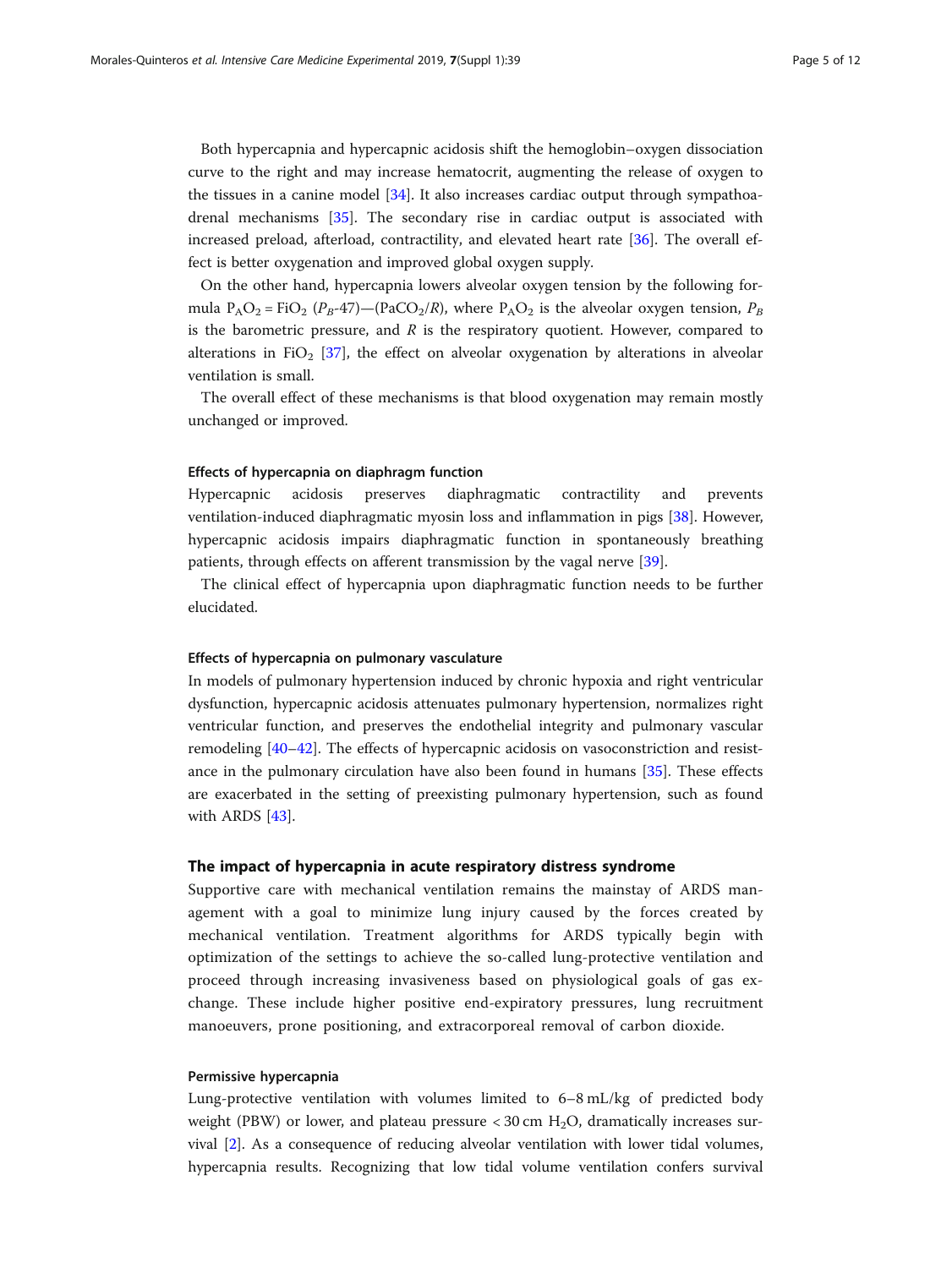Both hypercapnia and hypercapnic acidosis shift the hemoglobin–oxygen dissociation curve to the right and may increase hematocrit, augmenting the release of oxygen to the tissues in a canine model [34]. It also increases cardiac output through sympathoadrenal mechanisms [35]. The secondary rise in cardiac output is associated with increased preload, afterload, contractility, and elevated heart rate [36]. The overall effect is better oxygenation and improved global oxygen supply.

On the other hand, hypercapnia lowers alveolar oxygen tension by the following formula $P_AO_2 = FiO_2\ (P_B\text{-}47)—(PaCO_2/R)$, where $P_AO_2$ is the alveolar oxygen tension, $P_B$ is the barometric pressure, and $R$ is the respiratory quotient. However, compared to alterations in $FiO_2$ [37], the effect on alveolar oxygenation by alterations in alveolar ventilation is small.

The overall effect of these mechanisms is that blood oxygenation may remain mostly unchanged or improved.

#### Effects of hypercapnia on diaphragm function

Hypercapnic acidosis preserves diaphragmatic contractility and prevents ventilation-induced diaphragmatic myosin loss and inflammation in pigs [38]. However, hypercapnic acidosis impairs diaphragmatic function in spontaneously breathing patients, through effects on afferent transmission by the vagal nerve [39].

The clinical effect of hypercapnia upon diaphragmatic function needs to be further elucidated.

#### Effects of hypercapnia on pulmonary vasculature

In models of pulmonary hypertension induced by chronic hypoxia and right ventricular dysfunction, hypercapnic acidosis attenuates pulmonary hypertension, normalizes right ventricular function, and preserves the endothelial integrity and pulmonary vascular remodeling [40–42]. The effects of hypercapnic acidosis on vasoconstriction and resistance in the pulmonary circulation have also been found in humans [35]. These effects are exacerbated in the setting of preexisting pulmonary hypertension, such as found with ARDS [43].

### The impact of hypercapnia in acute respiratory distress syndrome

Supportive care with mechanical ventilation remains the mainstay of ARDS management with a goal to minimize lung injury caused by the forces created by mechanical ventilation. Treatment algorithms for ARDS typically begin with optimization of the settings to achieve the so-called lung-protective ventilation and proceed through increasing invasiveness based on physiological goals of gas exchange. These include higher positive end-expiratory pressures, lung recruitment manoeuvers, prone positioning, and extracorporeal removal of carbon dioxide.

#### Permissive hypercapnia

Lung-protective ventilation with volumes limited to 6–8 mL/kg of predicted body weight (PBW) or lower, and plateau pressure < 30 cm $H_2O$, dramatically increases survival [2]. As a consequence of reducing alveolar ventilation with lower tidal volumes, hypercapnia results. Recognizing that low tidal volume ventilation confers survival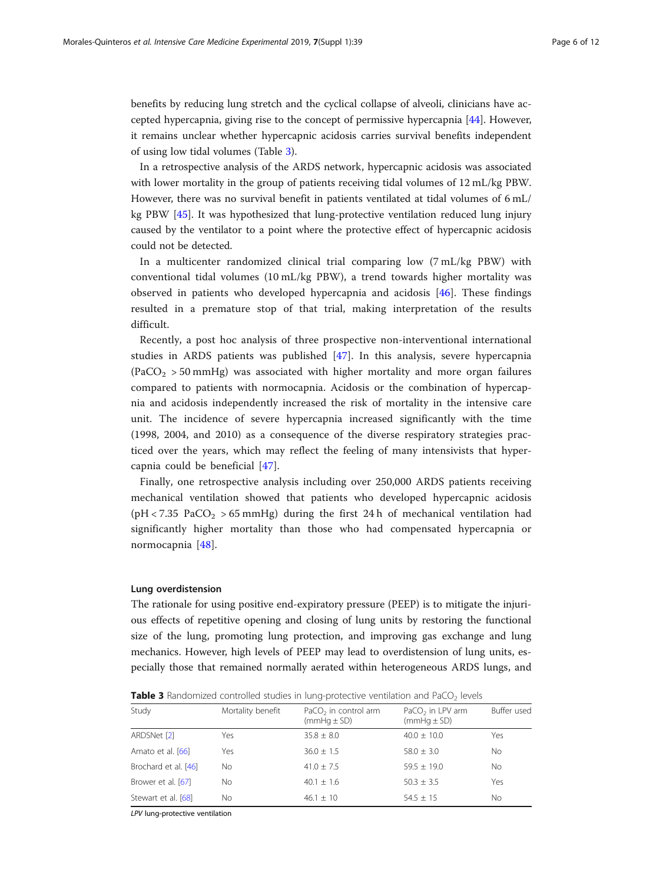benefits by reducing lung stretch and the cyclical collapse of alveoli, clinicians have accepted hypercapnia, giving rise to the concept of permissive hypercapnia [44]. However, it remains unclear whether hypercapnic acidosis carries survival benefits independent of using low tidal volumes (Table 3).

In a retrospective analysis of the ARDS network, hypercapnic acidosis was associated with lower mortality in the group of patients receiving tidal volumes of 12 mL/kg PBW. However, there was no survival benefit in patients ventilated at tidal volumes of 6 mL/kg PBW [45]. It was hypothesized that lung-protective ventilation reduced lung injury caused by the ventilator to a point where the protective effect of hypercapnic acidosis could not be detected.

In a multicenter randomized clinical trial comparing low (7 mL/kg PBW) with conventional tidal volumes (10 mL/kg PBW), a trend towards higher mortality was observed in patients who developed hypercapnia and acidosis [46]. These findings resulted in a premature stop of that trial, making interpretation of the results difficult.

Recently, a post hoc analysis of three prospective non-interventional international studies in ARDS patients was published [47]. In this analysis, severe hypercapnia ($PaCO_2$ > 50 mmHg) was associated with higher mortality and more organ failures compared to patients with normocapnia. Acidosis or the combination of hypercapnia and acidosis independently increased the risk of mortality in the intensive care unit. The incidence of severe hypercapnia increased significantly with the time (1998, 2004, and 2010) as a consequence of the diverse respiratory strategies practiced over the years, which may reflect the feeling of many intensivists that hypercapnia could be beneficial [47].

Finally, one retrospective analysis including over 250,000 ARDS patients receiving mechanical ventilation showed that patients who developed hypercapnic acidosis (pH < 7.35 $PaCO_2$ > 65 mmHg) during the first 24 h of mechanical ventilation had significantly higher mortality than those who had compensated hypercapnia or normocapnia [48].

#### Lung overdistension

The rationale for using positive end-expiratory pressure (PEEP) is to mitigate the injurious effects of repetitive opening and closing of lung units by restoring the functional size of the lung, promoting lung protection, and improving gas exchange and lung mechanics. However, high levels of PEEP may lead to overdistension of lung units, especially those that remained normally aerated within heterogeneous ARDS lungs, and

**Table 3** Randomized controlled studies in lung-protective ventilation and $PaCO_2$ levels

| Study | Mortality benefit | $PaCO_2$ in control arm (mmHg ± SD) | $PaCO_2$ in LPV arm (mmHg ± SD) | Buffer used |
|---|---|---|---|---|
| ARDSNet [2] | Yes | 35.8 ± 8.0 | 40.0 ± 10.0 | Yes |
| Amato et al. [66] | Yes | 36.0 ± 1.5 | 58.0 ± 3.0 | No |
| Brochard et al. [46] | No | 41.0 ± 7.5 | 59.5 ± 19.0 | No |
| Brower et al. [67] | No | 40.1 ± 1.6 | 50.3 ± 3.5 | Yes |
| Stewart et al. [68] | No | 46.1 ± 10 | 54.5 ± 15 | No |

*LPV* lung-protective ventilation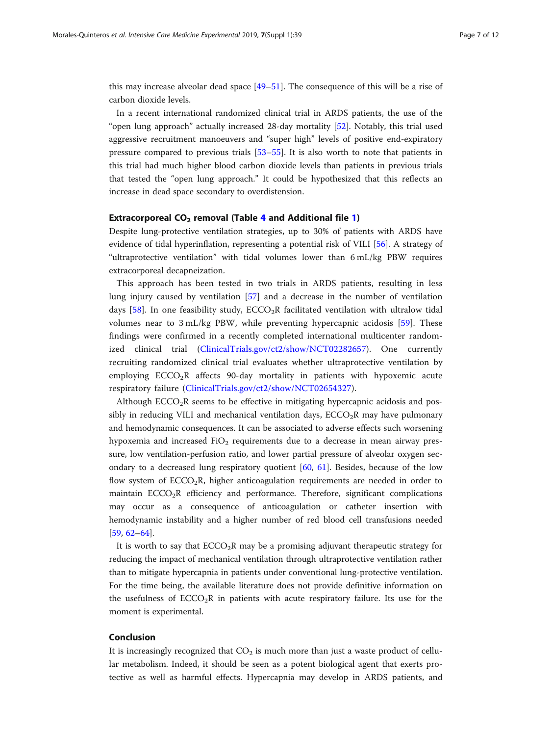this may increase alveolar dead space [49–51]. The consequence of this will be a rise of carbon dioxide levels.

In a recent international randomized clinical trial in ARDS patients, the use of the "open lung approach" actually increased 28-day mortality [52]. Notably, this trial used aggressive recruitment manoeuvers and "super high" levels of positive end-expiratory pressure compared to previous trials [53–55]. It is also worth to note that patients in this trial had much higher blood carbon dioxide levels than patients in previous trials that tested the "open lung approach." It could be hypothesized that this reflects an increase in dead space secondary to overdistension.

### Extracorporeal $CO_2$ removal (Table 4 and Additional file 1)

Despite lung-protective ventilation strategies, up to 30% of patients with ARDS have evidence of tidal hyperinflation, representing a potential risk of VILI [56]. A strategy of "ultraprotective ventilation" with tidal volumes lower than 6 mL/kg PBW requires extracorporeal decapneization.

This approach has been tested in two trials in ARDS patients, resulting in less lung injury caused by ventilation [57] and a decrease in the number of ventilation days [58]. In one feasibility study, $ECCO_2R$ facilitated ventilation with ultralow tidal volumes near to 3 mL/kg PBW, while preventing hypercapnic acidosis [59]. These findings were confirmed in a recently completed international multicenter randomized clinical trial (ClinicalTrials.gov/ct2/show/NCT02282657). One currently recruiting randomized clinical trial evaluates whether ultraprotective ventilation by employing $ECCO_2R$ affects 90-day mortality in patients with hypoxemic acute respiratory failure (ClinicalTrials.gov/ct2/show/NCT02654327).

Although $ECCO_2R$ seems to be effective in mitigating hypercapnic acidosis and possibly in reducing VILI and mechanical ventilation days, $ECCO_2R$ may have pulmonary and hemodynamic consequences. It can be associated to adverse effects such worsening hypoxemia and increased $FiO_2$ requirements due to a decrease in mean airway pressure, low ventilation-perfusion ratio, and lower partial pressure of alveolar oxygen secondary to a decreased lung respiratory quotient [60, 61]. Besides, because of the low flow system of $ECCO_2R$, higher anticoagulation requirements are needed in order to maintain $ECCO_2R$ efficiency and performance. Therefore, significant complications may occur as a consequence of anticoagulation or catheter insertion with hemodynamic instability and a higher number of red blood cell transfusions needed [59, 62–64].

It is worth to say that $ECCO_2R$ may be a promising adjuvant therapeutic strategy for reducing the impact of mechanical ventilation through ultraprotective ventilation rather than to mitigate hypercapnia in patients under conventional lung-protective ventilation. For the time being, the available literature does not provide definitive information on the usefulness of $ECCO_2R$ in patients with acute respiratory failure. Its use for the moment is experimental.

## Conclusion

It is increasingly recognized that $CO_2$ is much more than just a waste product of cellular metabolism. Indeed, it should be seen as a potent biological agent that exerts protective as well as harmful effects. Hypercapnia may develop in ARDS patients, and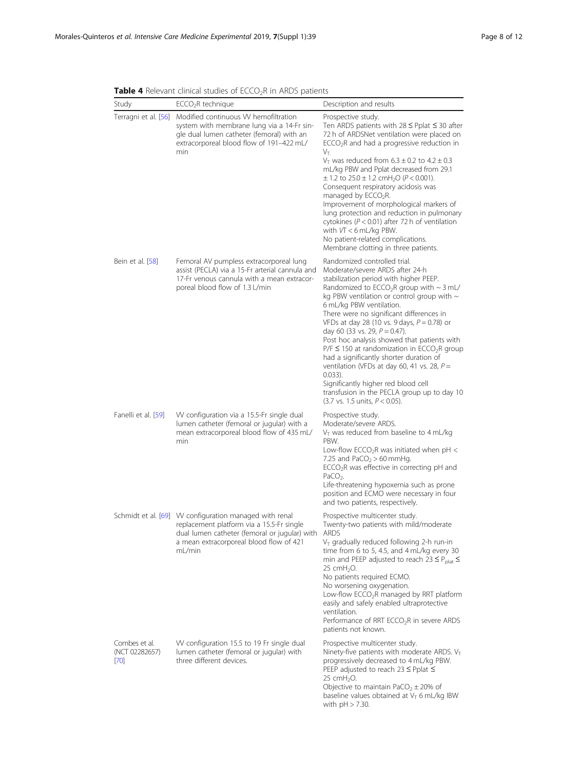**Table 4** Relevant clinical studies of $ECCO_2R$ in ARDS patients

| Study | $ECCO_2R$ technique | Description and results |
|---|---|---|
| Terragni et al. [56] | Modified continuous VV hemofiltration system with membrane lung via a 14-Fr single dual lumen catheter (femoral) with an extracorporeal blood flow of 191–422 mL/min | Prospective study.<br>Ten ARDS patients with 28 ≤ Pplat ≤ 30 after 72 h of ARDSNet ventilation were placed on $ECCO_2R$ and had a progressive reduction in $V_T$.<br>$V_T$ was reduced from 6.3 ± 0.2 to 4.2 ± 0.3 mL/kg PBW and Pplat decreased from 29.1 ± 1.2 to 25.0 ± 1.2 $cmH_2O$ ($P < 0.001$).<br>Consequent respiratory acidosis was managed by $ECCO_2R$.<br>Improvement of morphological markers of lung protection and reduction in pulmonary cytokines ($P < 0.01$) after 72 h of ventilation with $VT < 6$ mL/kg PBW.<br>No patient-related complications.<br>Membrane clotting in three patients. |
| Bein et al. [58] | Femoral AV pumpless extracorporeal lung assist (PECLA) via a 15-Fr arterial cannula and 17-Fr venous cannula with a mean extracorporeal blood flow of 1.3 L/min | Randomized controlled trial.<br>Moderate/severe ARDS after 24-h stabilization period with higher PEEP.<br>Randomized to $ECCO_2R$ group with ~ 3 mL/kg PBW ventilation or control group with ~ 6 mL/kg PBW ventilation.<br>There were no significant differences in VFDs at day 28 (10 vs. 9 days, $P = 0.78$) or day 60 (33 vs. 29, $P = 0.47$).<br>Post hoc analysis showed that patients with P/F ≤ 150 at randomization in $ECCO_2R$ group had a significantly shorter duration of ventilation (VFDs at day 60, 41 vs. 28, $P = 0.033$).<br>Significantly higher red blood cell transfusion in the PECLA group up to day 10 (3.7 vs. 1.5 units, $P < 0.05$). |
| Fanelli et al. [59] | VV configuration via a 15.5-Fr single dual lumen catheter (femoral or jugular) with a mean extracorporeal blood flow of 435 mL/min | Prospective study.<br>Moderate/severe ARDS.<br>$V_T$ was reduced from baseline to 4 mL/kg PBW.<br>Low-flow $ECCO_2R$ was initiated when pH < 7.25 and $PaCO_2 > 60$ mmHg.<br>$ECCO_2R$ was effective in correcting pH and $PaCO_2$.<br>Life-threatening hypoxemia such as prone position and ECMO were necessary in four and two patients, respectively. |
| Schmidt et al. [69] | VV configuration managed with renal replacement platform via a 15.5-Fr single dual lumen catheter (femoral or jugular) with a mean extracorporeal blood flow of 421 mL/min | Prospective multicenter study.<br>Twenty-two patients with mild/moderate ARDS<br>$V_T$ gradually reduced following 2-h run-in time from 6 to 5, 4.5, and 4 mL/kg every 30 min and PEEP adjusted to reach $23 \leq P_{plat} \leq 25$ $cmH_2O$.<br>No patients required ECMO.<br>No worsening oxygenation.<br>Low-flow $ECCO_2R$ managed by RRT platform easily and safely enabled ultraprotective ventilation.<br>Performance of RRT $ECCO_2R$ in severe ARDS patients not known. |
| Combes et al. (NCT 02282657) [70] | VV configuration 15.5 to 19 Fr single dual lumen catheter (femoral or jugular) with three different devices. | Prospective multicenter study.<br>Ninety-five patients with moderate ARDS. $V_T$ progressively decreased to 4 mL/kg PBW.<br>PEEP adjusted to reach 23 ≤ Pplat ≤ 25 $cmH_2O$.<br>Objective to maintain $PaCO_2$ ± 20% of baseline values obtained at $V_T$ 6 mL/kg IBW with pH > 7.30. |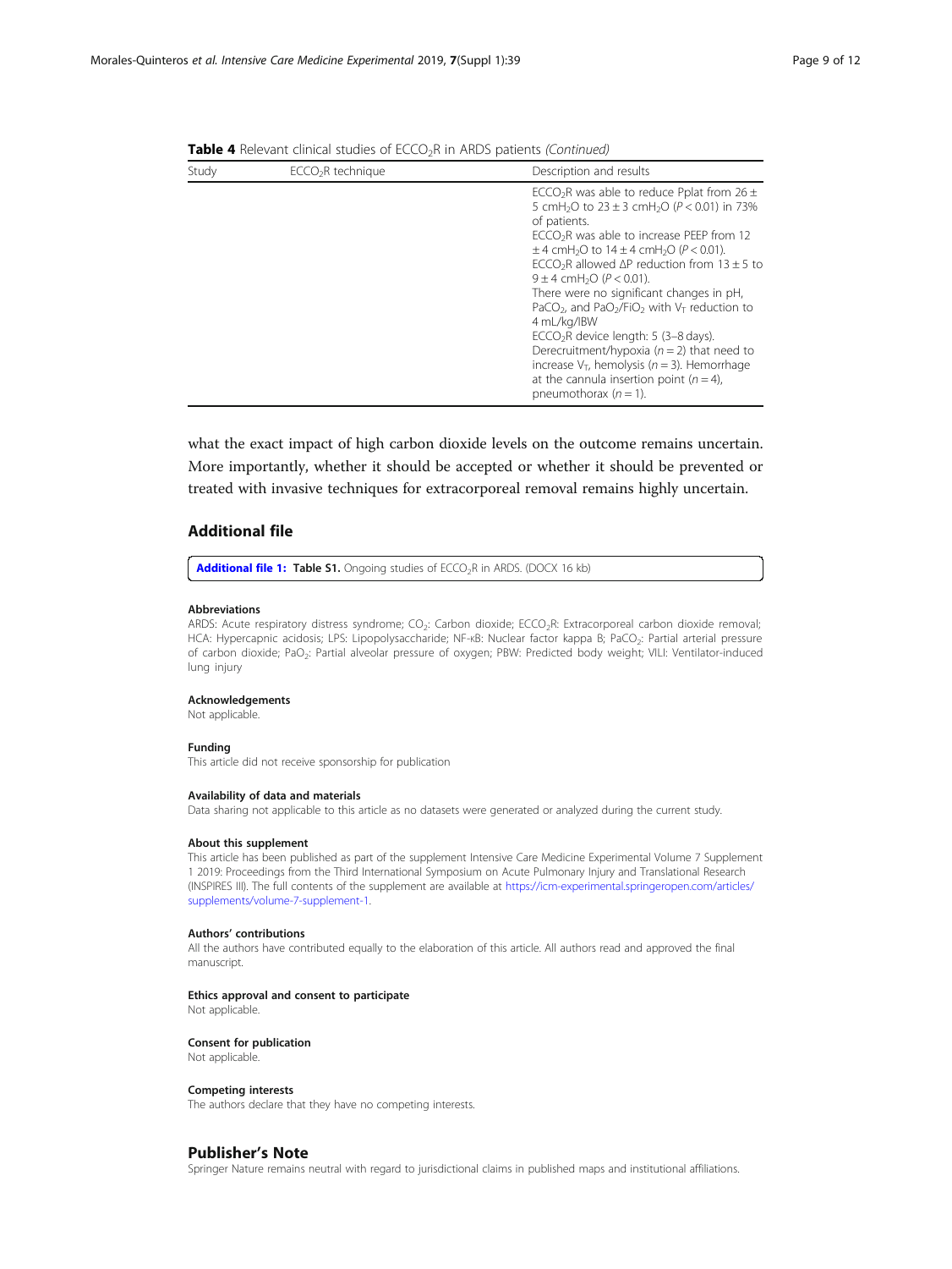**Table 4** Relevant clinical studies of $ECCO_2R$ in ARDS patients *(Continued)*

| Study | $ECCO_2R$ technique | Description and results |
| --- | --- | --- |
| | | $ECCO_2R$ was able to reduce Pplat from $26 \pm 5$ $cmH_2O$ to $23 \pm 3$ $cmH_2O$ ($P < 0.01$) in 73% of patients. $ECCO_2R$ was able to increase PEEP from $12 \pm 4$ $cmH_2O$ to $14 \pm 4$ $cmH_2O$ ($P < 0.01$). $ECCO_2R$ allowed ΔP reduction from $13 \pm 5$ to $9 \pm 4$ $cmH_2O$ ($P < 0.01$). There were no significant changes in pH, $PaCO_2$, and $PaO_2/FiO_2$ with $V_T$ reduction to 4 mL/kg/IBW $ECCO_2R$ device length: 5 (3–8 days). Derecruitment/hypoxia ($n = 2$) that need to increase $V_T$, hemolysis ($n = 3$). Hemorrhage at the cannula insertion point ($n = 4$), pneumothorax ($n = 1$). |

what the exact impact of high carbon dioxide levels on the outcome remains uncertain. More importantly, whether it should be accepted or whether it should be prevented or treated with invasive techniques for extracorporeal removal remains highly uncertain.

## Additional file

**Additional file 1: Table S1.** Ongoing studies of $ECCO_2R$ in ARDS. (DOCX 16 kb)

#### Abbreviations

ARDS: Acute respiratory distress syndrome; $CO_2$: Carbon dioxide; $ECCO_2R$: Extracorporeal carbon dioxide removal; HCA: Hypercapnic acidosis; LPS: Lipopolysaccharide; NF-κB: Nuclear factor kappa B; $PaCO_2$: Partial arterial pressure of carbon dioxide; $PaO_2$: Partial alveolar pressure of oxygen; PBW: Predicted body weight; VILI: Ventilator-induced lung injury

#### Acknowledgements

Not applicable.

#### Funding

This article did not receive sponsorship for publication

#### Availability of data and materials

Data sharing not applicable to this article as no datasets were generated or analyzed during the current study.

#### About this supplement

This article has been published as part of the supplement Intensive Care Medicine Experimental Volume 7 Supplement 1 2019: Proceedings from the Third International Symposium on Acute Pulmonary Injury and Translational Research (INSPIRES III). The full contents of the supplement are available at https://icm-experimental.springeropen.com/articles/supplements/volume-7-supplement-1.

#### Authors' contributions

All the authors have contributed equally to the elaboration of this article. All authors read and approved the final manuscript.

#### Ethics approval and consent to participate

Not applicable.

#### Consent for publication

Not applicable.

#### Competing interests

The authors declare that they have no competing interests.

## Publisher's Note

Springer Nature remains neutral with regard to jurisdictional claims in published maps and institutional affiliations.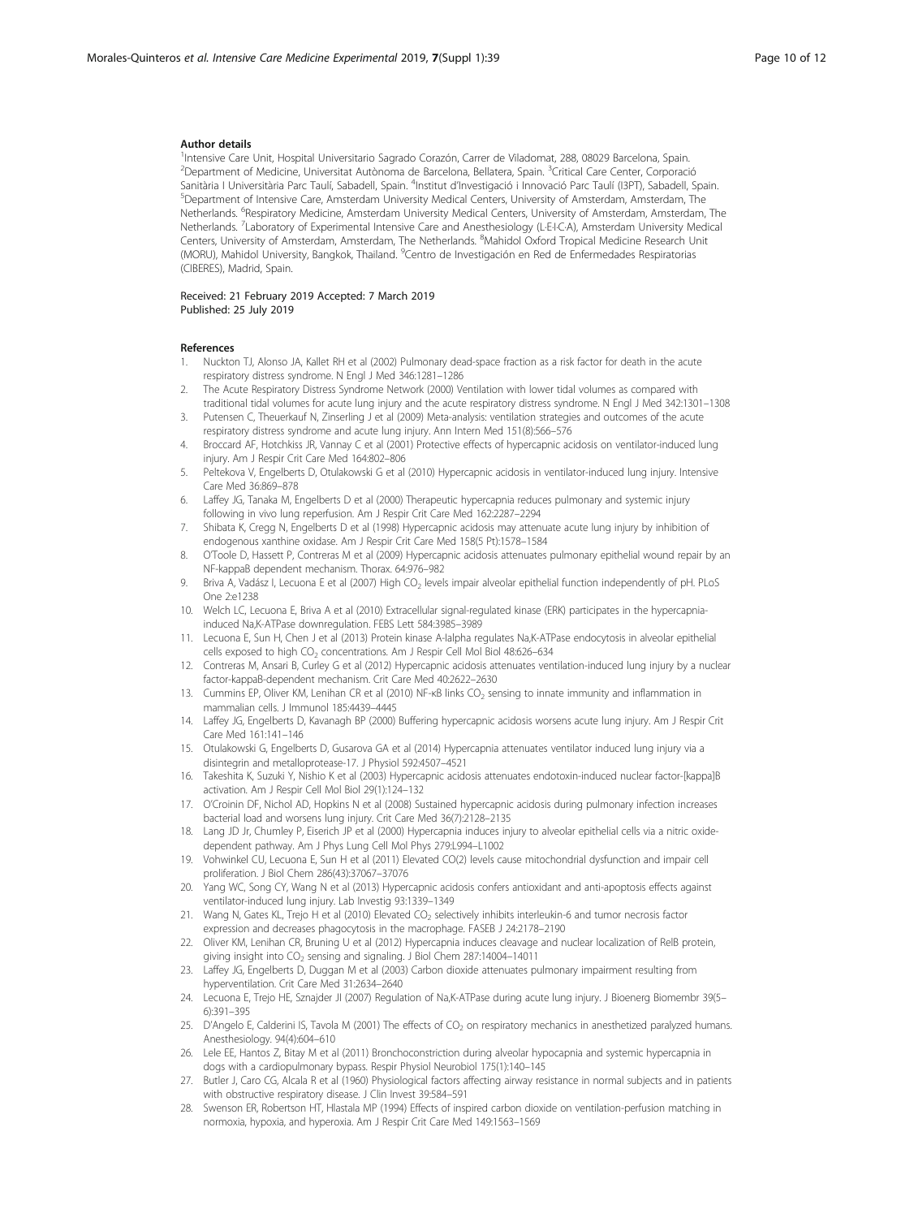#### Author details

[1]Intensive Care Unit, Hospital Universitario Sagrado Corazón, Carrer de Viladomat, 288, 08029 Barcelona, Spain. [2]Department of Medicine, Universitat Autònoma de Barcelona, Bellatera, Spain. [3]Critical Care Center, Corporació Sanitària I Universitària Parc Taulí, Sabadell, Spain. [4]Institut d'Investigació i Innovació Parc Taulí (I3PT), Sabadell, Spain. [5]Department of Intensive Care, Amsterdam University Medical Centers, University of Amsterdam, Amsterdam, The Netherlands. [6]Respiratory Medicine, Amsterdam University Medical Centers, University of Amsterdam, Amsterdam, The Netherlands. [7]Laboratory of Experimental Intensive Care and Anesthesiology (L·E·I·C·A), Amsterdam University Medical Centers, University of Amsterdam, Amsterdam, The Netherlands. [8]Mahidol Oxford Tropical Medicine Research Unit (MORU), Mahidol University, Bangkok, Thailand. [9]Centro de Investigación en Red de Enfermedades Respiratorias (CIBERES), Madrid, Spain.

Received: 21 February 2019 Accepted: 7 March 2019
Published: 25 July 2019

#### References

1. Nuckton TJ, Alonso JA, Kallet RH et al (2002) Pulmonary dead-space fraction as a risk factor for death in the acute respiratory distress syndrome. N Engl J Med 346:1281–1286
2. The Acute Respiratory Distress Syndrome Network (2000) Ventilation with lower tidal volumes as compared with traditional tidal volumes for acute lung injury and the acute respiratory distress syndrome. N Engl J Med 342:1301–1308
3. Putensen C, Theuerkauf N, Zinserling J et al (2009) Meta-analysis: ventilation strategies and outcomes of the acute respiratory distress syndrome and acute lung injury. Ann Intern Med 151(8):566–576
4. Broccard AF, Hotchkiss JR, Vannay C et al (2001) Protective effects of hypercapnic acidosis on ventilator-induced lung injury. Am J Respir Crit Care Med 164:802–806
5. Peltekova V, Engelberts D, Otulakowski G et al (2010) Hypercapnic acidosis in ventilator-induced lung injury. Intensive Care Med 36:869–878
6. Laffey JG, Tanaka M, Engelberts D et al (2000) Therapeutic hypercapnia reduces pulmonary and systemic injury following in vivo lung reperfusion. Am J Respir Crit Care Med 162:2287–2294
7. Shibata K, Cregg N, Engelberts D et al (1998) Hypercapnic acidosis may attenuate acute lung injury by inhibition of endogenous xanthine oxidase. Am J Respir Crit Care Med 158(5 Pt):1578–1584
8. O'Toole D, Hassett P, Contreras M et al (2009) Hypercapnic acidosis attenuates pulmonary epithelial wound repair by an NF-kappaB dependent mechanism. Thorax. 64:976–982
9. Briva A, Vadász I, Lecuona E et al (2007) High $CO_2$ levels impair alveolar epithelial function independently of pH. PLoS One 2:e1238
10. Welch LC, Lecuona E, Briva A et al (2010) Extracellular signal-regulated kinase (ERK) participates in the hypercapnia-induced Na,K-ATPase downregulation. FEBS Lett 584:3985–3989
11. Lecuona E, Sun H, Chen J et al (2013) Protein kinase A-Ialpha regulates Na,K-ATPase endocytosis in alveolar epithelial cells exposed to high $CO_2$ concentrations. Am J Respir Cell Mol Biol 48:626–634
12. Contreras M, Ansari B, Curley G et al (2012) Hypercapnic acidosis attenuates ventilation-induced lung injury by a nuclear factor-kappaB-dependent mechanism. Crit Care Med 40:2622–2630
13. Cummins EP, Oliver KM, Lenihan CR et al (2010) NF-κB links $CO_2$ sensing to innate immunity and inflammation in mammalian cells. J Immunol 185:4439–4445
14. Laffey JG, Engelberts D, Kavanagh BP (2000) Buffering hypercapnic acidosis worsens acute lung injury. Am J Respir Crit Care Med 161:141–146
15. Otulakowski G, Engelberts D, Gusarova GA et al (2014) Hypercapnia attenuates ventilator induced lung injury via a disintegrin and metalloprotease-17. J Physiol 592:4507–4521
16. Takeshita K, Suzuki Y, Nishio K et al (2003) Hypercapnic acidosis attenuates endotoxin-induced nuclear factor-[kappa]B activation. Am J Respir Cell Mol Biol 29(1):124–132
17. O'Croinin DF, Nichol AD, Hopkins N et al (2008) Sustained hypercapnic acidosis during pulmonary infection increases bacterial load and worsens lung injury. Crit Care Med 36(7):2128–2135
18. Lang JD Jr, Chumley P, Eiserich JP et al (2000) Hypercapnia induces injury to alveolar epithelial cells via a nitric oxide-dependent pathway. Am J Phys Lung Cell Mol Phys 279:L994–L1002
19. Vohwinkel CU, Lecuona E, Sun H et al (2011) Elevated CO(2) levels cause mitochondrial dysfunction and impair cell proliferation. J Biol Chem 286(43):37067–37076
20. Yang WC, Song CY, Wang N et al (2013) Hypercapnic acidosis confers antioxidant and anti-apoptosis effects against ventilator-induced lung injury. Lab Investig 93:1339–1349
21. Wang N, Gates KL, Trejo H et al (2010) Elevated $CO_2$ selectively inhibits interleukin-6 and tumor necrosis factor expression and decreases phagocytosis in the macrophage. FASEB J 24:2178–2190
22. Oliver KM, Lenihan CR, Bruning U et al (2012) Hypercapnia induces cleavage and nuclear localization of RelB protein, giving insight into $CO_2$ sensing and signaling. J Biol Chem 287:14004–14011
23. Laffey JG, Engelberts D, Duggan M et al (2003) Carbon dioxide attenuates pulmonary impairment resulting from hyperventilation. Crit Care Med 31:2634–2640
24. Lecuona E, Trejo HE, Sznajder JI (2007) Regulation of Na,K-ATPase during acute lung injury. J Bioenerg Biomembr 39(5–6):391–395
25. D'Angelo E, Calderini IS, Tavola M (2001) The effects of $CO_2$ on respiratory mechanics in anesthetized paralyzed humans. Anesthesiology. 94(4):604–610
26. Lele EE, Hantos Z, Bitay M et al (2011) Bronchoconstriction during alveolar hypocapnia and systemic hypercapnia in dogs with a cardiopulmonary bypass. Respir Physiol Neurobiol 175(1):140–145
27. Butler J, Caro CG, Alcala R et al (1960) Physiological factors affecting airway resistance in normal subjects and in patients with obstructive respiratory disease. J Clin Invest 39:584–591
28. Swenson ER, Robertson HT, Hlastala MP (1994) Effects of inspired carbon dioxide on ventilation-perfusion matching in normoxia, hypoxia, and hyperoxia. Am J Respir Crit Care Med 149:1563–1569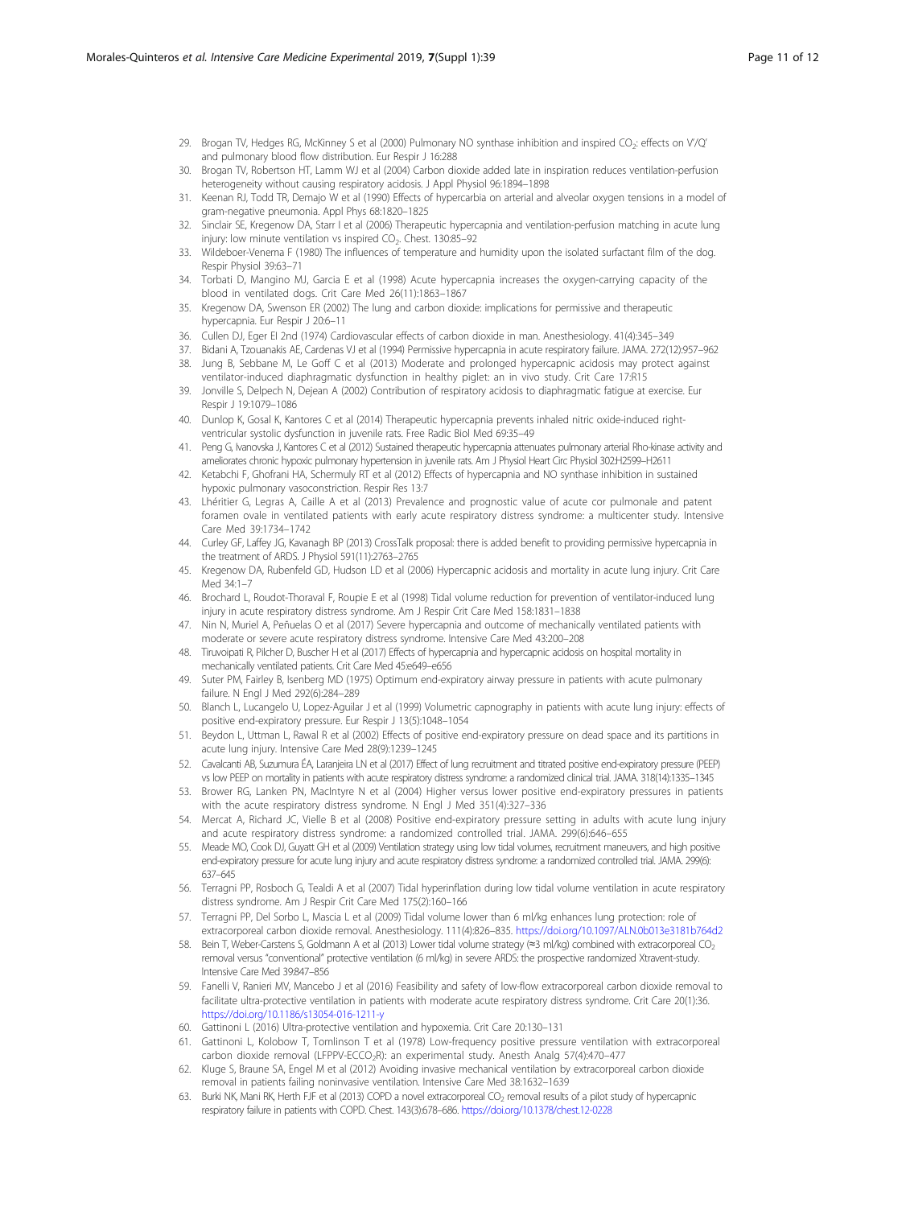29. Brogan TV, Hedges RG, McKinney S et al (2000) Pulmonary NO synthase inhibition and inspired $CO_2$: effects on V'/Q' and pulmonary blood flow distribution. Eur Respir J 16:288
30. Brogan TV, Robertson HT, Lamm WJ et al (2004) Carbon dioxide added late in inspiration reduces ventilation-perfusion heterogeneity without causing respiratory acidosis. J Appl Physiol 96:1894–1898
31. Keenan RJ, Todd TR, Demajo W et al (1990) Effects of hypercarbia on arterial and alveolar oxygen tensions in a model of gram-negative pneumonia. Appl Phys 68:1820–1825
32. Sinclair SE, Kregenow DA, Starr I et al (2006) Therapeutic hypercapnia and ventilation-perfusion matching in acute lung injury: low minute ventilation vs inspired $CO_2$. Chest. 130:85–92
33. Wildeboer-Venema F (1980) The influences of temperature and humidity upon the isolated surfactant film of the dog. Respir Physiol 39:63–71
34. Torbati D, Mangino MJ, Garcia E et al (1998) Acute hypercapnia increases the oxygen-carrying capacity of the blood in ventilated dogs. Crit Care Med 26(11):1863–1867
35. Kregenow DA, Swenson ER (2002) The lung and carbon dioxide: implications for permissive and therapeutic hypercapnia. Eur Respir J 20:6–11
36. Cullen DJ, Eger EI 2nd (1974) Cardiovascular effects of carbon dioxide in man. Anesthesiology. 41(4):345–349
37. Bidani A, Tzouanakis AE, Cardenas VJ et al (1994) Permissive hypercapnia in acute respiratory failure. JAMA. 272(12):957–962
38. Jung B, Sebbane M, Le Goff C et al (2013) Moderate and prolonged hypercapnic acidosis may protect against ventilator-induced diaphragmatic dysfunction in healthy piglet: an in vivo study. Crit Care 17:R15
39. Jonville S, Delpech N, Dejean A (2002) Contribution of respiratory acidosis to diaphragmatic fatigue at exercise. Eur Respir J 19:1079–1086
40. Dunlop K, Gosal K, Kantores C et al (2014) Therapeutic hypercapnia prevents inhaled nitric oxide-induced right-ventricular systolic dysfunction in juvenile rats. Free Radic Biol Med 69:35–49
41. Peng G, Ivanovska J, Kantores C et al (2012) Sustained therapeutic hypercapnia attenuates pulmonary arterial Rho-kinase activity and ameliorates chronic hypoxic pulmonary hypertension in juvenile rats. Am J Physiol Heart Circ Physiol 302:H2599–H2611
42. Ketabchi F, Ghofrani HA, Schermuly RT et al (2012) Effects of hypercapnia and NO synthase inhibition in sustained hypoxic pulmonary vasoconstriction. Respir Res 13:7
43. Lhéritier G, Legras A, Caille A et al (2013) Prevalence and prognostic value of acute cor pulmonale and patent foramen ovale in ventilated patients with early acute respiratory distress syndrome: a multicenter study. Intensive Care Med 39:1734–1742
44. Curley GF, Laffey JG, Kavanagh BP (2013) CrossTalk proposal: there is added benefit to providing permissive hypercapnia in the treatment of ARDS. J Physiol 591(11):2763–2765
45. Kregenow DA, Rubenfeld GD, Hudson LD et al (2006) Hypercapnic acidosis and mortality in acute lung injury. Crit Care Med 34:1–7
46. Brochard L, Roudot-Thoraval F, Roupie E et al (1998) Tidal volume reduction for prevention of ventilator-induced lung injury in acute respiratory distress syndrome. Am J Respir Crit Care Med 158:1831–1838
47. Nin N, Muriel A, Peñuelas O et al (2017) Severe hypercapnia and outcome of mechanically ventilated patients with moderate or severe acute respiratory distress syndrome. Intensive Care Med 43:200–208
48. Tiruvoipati R, Pilcher D, Buscher H et al (2017) Effects of hypercapnia and hypercapnic acidosis on hospital mortality in mechanically ventilated patients. Crit Care Med 45:e649–e656
49. Suter PM, Fairley B, Isenberg MD (1975) Optimum end-expiratory airway pressure in patients with acute pulmonary failure. N Engl J Med 292(6):284–289
50. Blanch L, Lucangelo U, Lopez-Aguilar J et al (1999) Volumetric capnography in patients with acute lung injury: effects of positive end-expiratory pressure. Eur Respir J 13(5):1048–1054
51. Beydon L, Uttman L, Rawal R et al (2002) Effects of positive end-expiratory pressure on dead space and its partitions in acute lung injury. Intensive Care Med 28(9):1239–1245
52. Cavalcanti AB, Suzumura ÉA, Laranjeira LN et al (2017) Effect of lung recruitment and titrated positive end-expiratory pressure (PEEP) vs low PEEP on mortality in patients with acute respiratory distress syndrome: a randomized clinical trial. JAMA. 318(14):1335–1345
53. Brower RG, Lanken PN, MacIntyre N et al (2004) Higher versus lower positive end-expiratory pressures in patients with the acute respiratory distress syndrome. N Engl J Med 351(4):327–336
54. Mercat A, Richard JC, Vielle B et al (2008) Positive end-expiratory pressure setting in adults with acute lung injury and acute respiratory distress syndrome: a randomized controlled trial. JAMA. 299(6):646–655
55. Meade MO, Cook DJ, Guyatt GH et al (2009) Ventilation strategy using low tidal volumes, recruitment maneuvers, and high positive end-expiratory pressure for acute lung injury and acute respiratory distress syndrome: a randomized controlled trial. JAMA. 299(6): 637–645
56. Terragni PP, Rosboch G, Tealdi A et al (2007) Tidal hyperinflation during low tidal volume ventilation in acute respiratory distress syndrome. Am J Respir Crit Care Med 175(2):160–166
57. Terragni PP, Del Sorbo L, Mascia L et al (2009) Tidal volume lower than 6 ml/kg enhances lung protection: role of extracorporeal carbon dioxide removal. Anesthesiology. 111(4):826–835. https://doi.org/10.1097/ALN.0b013e3181b764d2
58. Bein T, Weber-Carstens S, Goldmann A et al (2013) Lower tidal volume strategy (≈3 ml/kg) combined with extracorporeal $CO_2$ removal versus "conventional" protective ventilation (6 ml/kg) in severe ARDS: the prospective randomized Xtravent-study. Intensive Care Med 39:847–856
59. Fanelli V, Ranieri MV, Mancebo J et al (2016) Feasibility and safety of low-flow extracorporeal carbon dioxide removal to facilitate ultra-protective ventilation in patients with moderate acute respiratory distress syndrome. Crit Care 20(1):36. https://doi.org/10.1186/s13054-016-1211-y
60. Gattinoni L (2016) Ultra-protective ventilation and hypoxemia. Crit Care 20:130–131
61. Gattinoni L, Kolobow T, Tomlinson T et al (1978) Low-frequency positive pressure ventilation with extracorporeal carbon dioxide removal (LFPPV-$ECCO_2R$): an experimental study. Anesth Analg 57(4):470–477
62. Kluge S, Braune SA, Engel M et al (2012) Avoiding invasive mechanical ventilation by extracorporeal carbon dioxide removal in patients failing noninvasive ventilation. Intensive Care Med 38:1632–1639
63. Burki NK, Mani RK, Herth FJF et al (2013) COPD a novel extracorporeal $CO_2$ removal results of a pilot study of hypercapnic respiratory failure in patients with COPD. Chest. 143(3):678–686. https://doi.org/10.1378/chest.12-0228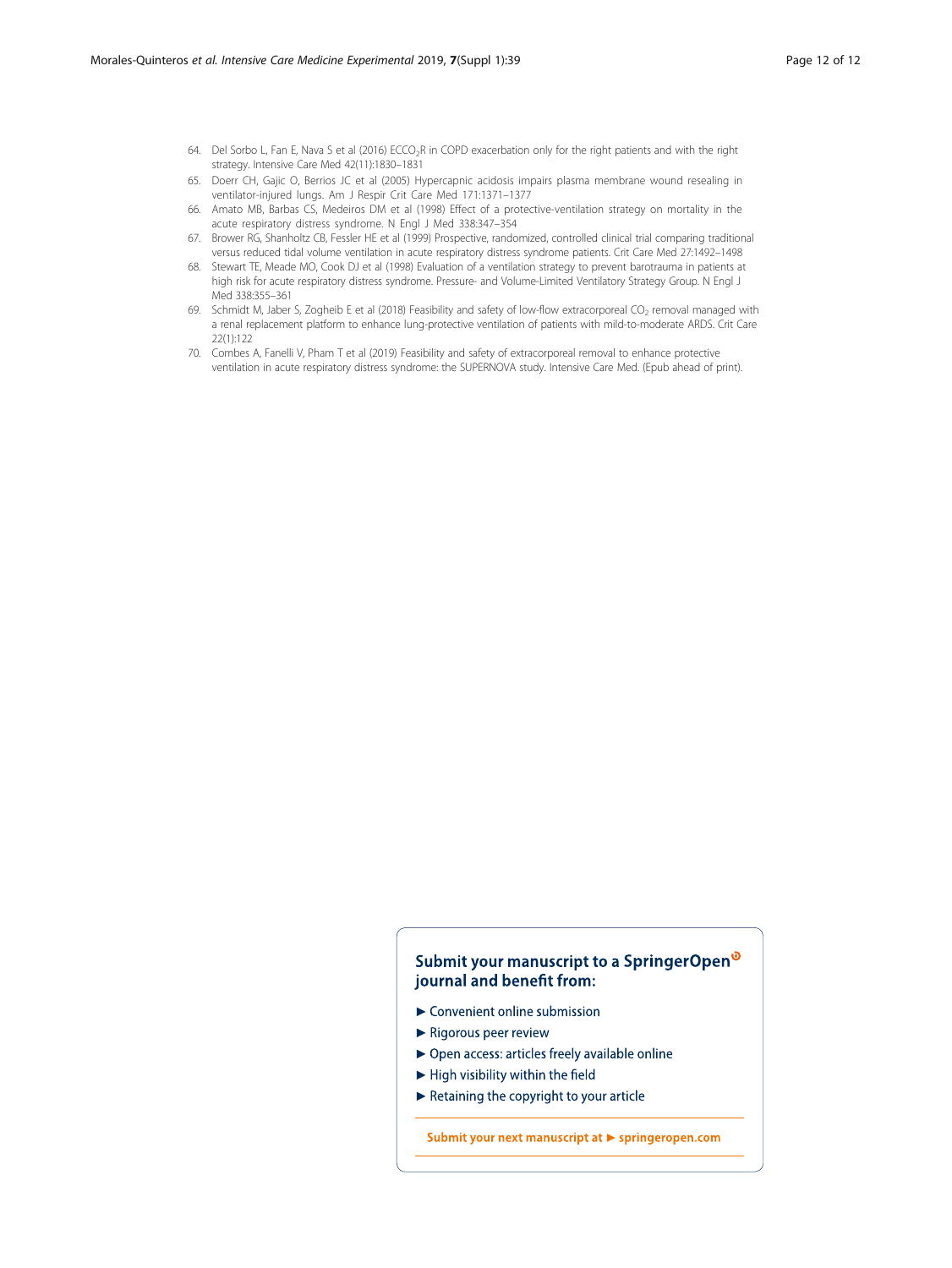64. Del Sorbo L, Fan E, Nava S et al (2016) $ECCO_2R$ in COPD exacerbation only for the right patients and with the right strategy. Intensive Care Med 42(11):1830–1831
65. Doerr CH, Gajic O, Berrios JC et al (2005) Hypercapnic acidosis impairs plasma membrane wound resealing in ventilator-injured lungs. Am J Respir Crit Care Med 171:1371–1377
66. Amato MB, Barbas CS, Medeiros DM et al (1998) Effect of a protective-ventilation strategy on mortality in the acute respiratory distress syndrome. N Engl J Med 338:347–354
67. Brower RG, Shanholtz CB, Fessler HE et al (1999) Prospective, randomized, controlled clinical trial comparing traditional versus reduced tidal volume ventilation in acute respiratory distress syndrome patients. Crit Care Med 27:1492–1498
68. Stewart TE, Meade MO, Cook DJ et al (1998) Evaluation of a ventilation strategy to prevent barotrauma in patients at high risk for acute respiratory distress syndrome. Pressure- and Volume-Limited Ventilatory Strategy Group. N Engl J Med 338:355–361
69. Schmidt M, Jaber S, Zogheib E et al (2018) Feasibility and safety of low-flow extracorporeal $CO_2$ removal managed with a renal replacement platform to enhance lung-protective ventilation of patients with mild-to-moderate ARDS. Crit Care 22(1):122
70. Combes A, Fanelli V, Pham T et al (2019) Feasibility and safety of extracorporeal removal to enhance protective ventilation in acute respiratory distress syndrome: the SUPERNOVA study. Intensive Care Med. (Epub ahead of print).

**Submit your manuscript to a SpringerOpen journal and benefit from:**

- ► Convenient online submission
- ► Rigorous peer review
- ► Open access: articles freely available online
- ► High visibility within the field
- ► Retaining the copyright to your article

**Submit your next manuscript at ► springeropen.com**